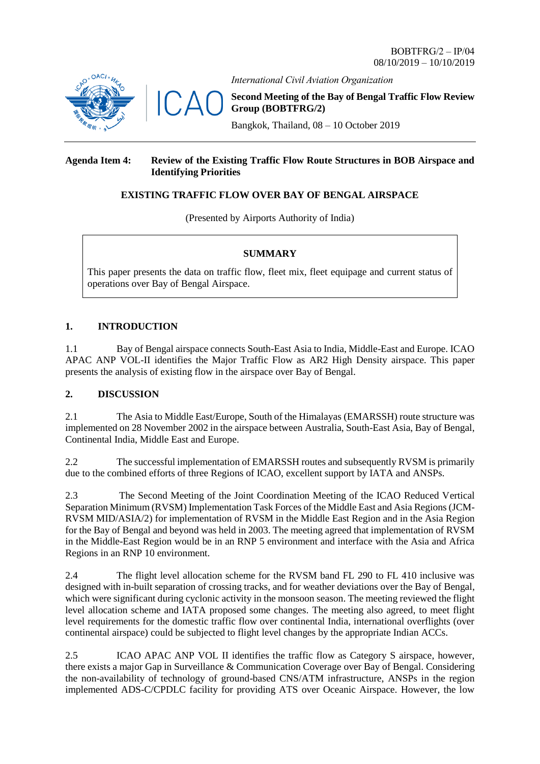BOBTFRG/2 – IP/04
08/10/2019 – 10/10/2019

*International Civil Aviation Organization*

**Second Meeting of the Bay of Bengal Traffic Flow Review Group (BOBTFRG/2)**

Bangkok, Thailand, 08 – 10 October 2019

**Agenda Item 4: Review of the Existing Traffic Flow Route Structures in BOB Airspace and Identifying Priorities**

**EXISTING TRAFFIC FLOW OVER BAY OF BENGAL AIRSPACE**

(Presented by Airports Authority of India)

**SUMMARY**

This paper presents the data on traffic flow, fleet mix, fleet equipage and current status of operations over Bay of Bengal Airspace.

## 1. INTRODUCTION

1.1 Bay of Bengal airspace connects South-East Asia to India, Middle-East and Europe. ICAO APAC ANP VOL-II identifies the Major Traffic Flow as AR2 High Density airspace. This paper presents the analysis of existing flow in the airspace over Bay of Bengal.

## 2. DISCUSSION

2.1 The Asia to Middle East/Europe, South of the Himalayas (EMARSSH) route structure was implemented on 28 November 2002 in the airspace between Australia, South-East Asia, Bay of Bengal, Continental India, Middle East and Europe.

2.2 The successful implementation of EMARSSH routes and subsequently RVSM is primarily due to the combined efforts of three Regions of ICAO, excellent support by IATA and ANSPs.

2.3 The Second Meeting of the Joint Coordination Meeting of the ICAO Reduced Vertical Separation Minimum (RVSM) Implementation Task Forces of the Middle East and Asia Regions (JCM-RVSM MID/ASIA/2) for implementation of RVSM in the Middle East Region and in the Asia Region for the Bay of Bengal and beyond was held in 2003. The meeting agreed that implementation of RVSM in the Middle-East Region would be in an RNP 5 environment and interface with the Asia and Africa Regions in an RNP 10 environment.

2.4 The flight level allocation scheme for the RVSM band FL 290 to FL 410 inclusive was designed with in-built separation of crossing tracks, and for weather deviations over the Bay of Bengal, which were significant during cyclonic activity in the monsoon season. The meeting reviewed the flight level allocation scheme and IATA proposed some changes. The meeting also agreed, to meet flight level requirements for the domestic traffic flow over continental India, international overflights (over continental airspace) could be subjected to flight level changes by the appropriate Indian ACCs.

2.5 ICAO APAC ANP VOL II identifies the traffic flow as Category S airspace, however, there exists a major Gap in Surveillance & Communication Coverage over Bay of Bengal. Considering the non-availability of technology of ground-based CNS/ATM infrastructure, ANSPs in the region implemented ADS-C/CPDLC facility for providing ATS over Oceanic Airspace. However, the low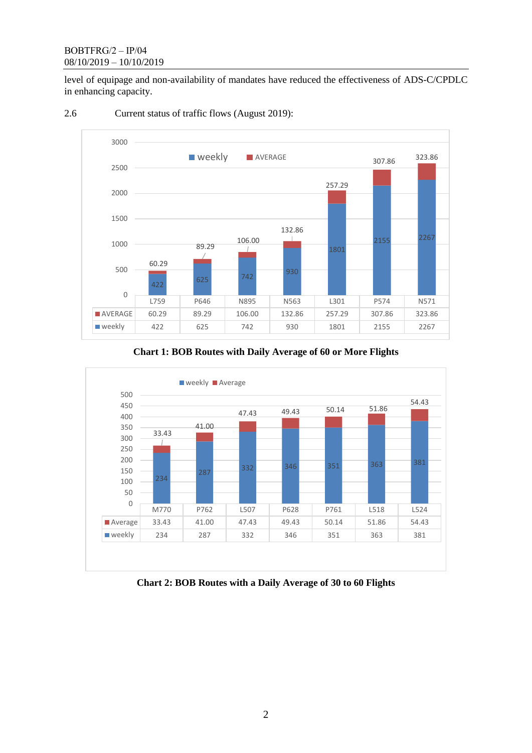level of equipage and non-availability of mandates have reduced the effectiveness of ADS-C/CPDLC in enhancing capacity.

2.6 Current status of traffic flows (August 2019):

| | L759 | P646 | N895 | N563 | L301 | P574 | N571 |
|---|---|---|---|---|---|---|---|
| AVERAGE | 60.29 | 89.29 | 106.00 | 132.86 | 257.29 | 307.86 | 323.86 |
| weekly | 422 | 625 | 742 | 930 | 1801 | 2155 | 2267 |

**Chart 1: BOB Routes with Daily Average of 60 or More Flights**

| | M770 | P762 | L507 | P628 | P761 | L518 | L524 |
|---|---|---|---|---|---|---|---|
| Average | 33.43 | 41.00 | 47.43 | 49.43 | 50.14 | 51.86 | 54.43 |
| weekly | 234 | 287 | 332 | 346 | 351 | 363 | 381 |

**Chart 2: BOB Routes with a Daily Average of 30 to 60 Flights**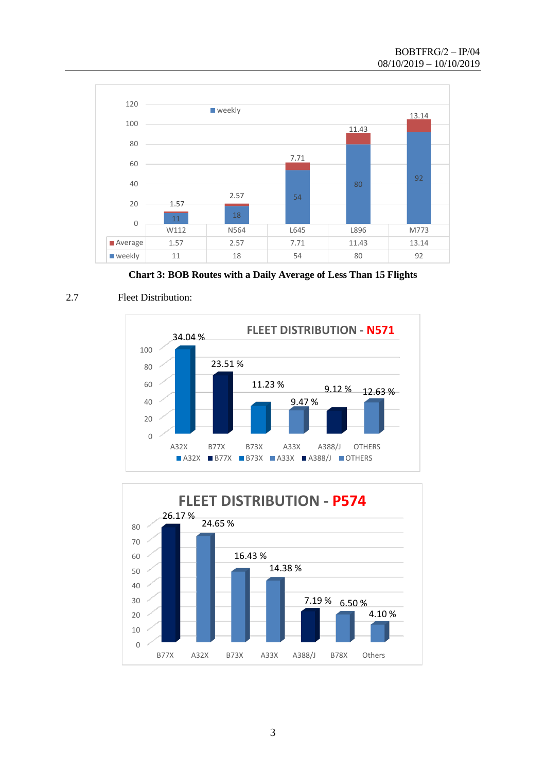| | W112 | N564 | L645 | L896 | M773 |
|---|---|---|---|---|---|
| Average | 1.57 | 2.57 | 7.71 | 11.43 | 13.14 |
| weekly | 11 | 18 | 54 | 80 | 92 |

**Chart 3: BOB Routes with a Daily Average of Less Than 15 Flights**

2.7 Fleet Distribution:

**FLEET DISTRIBUTION - N571**

| A32X | B77X | B73X | A33X | A388/J | OTHERS |
|---|---|---|---|---|---|
| 34.04 % | 23.51 % | 11.23 % | 9.47 % | 9.12 % | 12.63 % |

**FLEET DISTRIBUTION - P574**

| B77X | A32X | B73X | A33X | A388/J | B78X | Others |
|---|---|---|---|---|---|---|
| 26.17 % | 24.65 % | 16.43 % | 14.38 % | 7.19 % | 6.50 % | 4.10 % |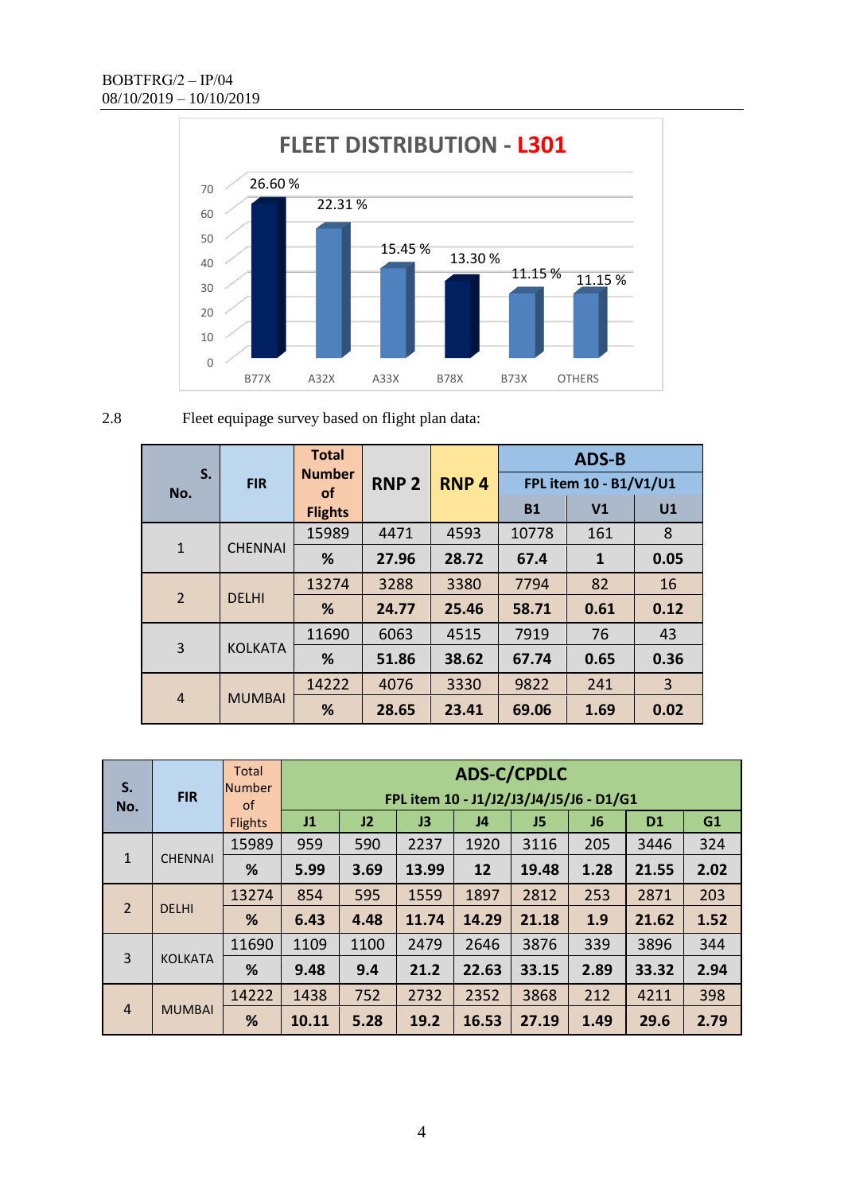**FLEET DISTRIBUTION - L301**

| Aircraft | Percentage |
|---|---|
| B77X | 26.60 % |
| A32X | 22.31 % |
| A33X | 15.45 % |
| B78X | 13.30 % |
| B73X | 11.15 % |
| OTHERS | 11.15 % |

2.8 Fleet equipage survey based on flight plan data:

| S. No. | FIR | Total Number of Flights | RNP 2 | RNP 4 | ADS-B FPL item 10 - B1/V1/U1 | | |
|---|---|---|---|---|---|---|---|
| | | | | | B1 | V1 | U1 |
| 1 | CHENNAI | 15989 | 4471 | 4593 | 10778 | 161 | 8 |
| | | % | **27.96** | **28.72** | **67.4** | **1** | **0.05** |
| 2 | DELHI | 13274 | 3288 | 3380 | 7794 | 82 | 16 |
| | | % | **24.77** | **25.46** | **58.71** | **0.61** | **0.12** |
| 3 | KOLKATA | 11690 | 6063 | 4515 | 7919 | 76 | 43 |
| | | % | **51.86** | **38.62** | **67.74** | **0.65** | **0.36** |
| 4 | MUMBAI | 14222 | 4076 | 3330 | 9822 | 241 | 3 |
| | | % | **28.65** | **23.41** | **69.06** | **1.69** | **0.02** |

| S. No. | FIR | Total Number of Flights | ADS-C/CPDLC FPL item 10 - J1/J2/J3/J4/J5/J6 - D1/G1 | | | | | | | |
|---|---|---|---|---|---|---|---|---|---|---|
| | | | J1 | J2 | J3 | J4 | J5 | J6 | D1 | G1 |
| 1 | CHENNAI | 15989 | 959 | 590 | 2237 | 1920 | 3116 | 205 | 3446 | 324 |
| | | % | **5.99** | **3.69** | **13.99** | **12** | **19.48** | **1.28** | **21.55** | **2.02** |
| 2 | DELHI | 13274 | 854 | 595 | 1559 | 1897 | 2812 | 253 | 2871 | 203 |
| | | % | **6.43** | **4.48** | **11.74** | **14.29** | **21.18** | **1.9** | **21.62** | **1.52** |
| 3 | KOLKATA | 11690 | 1109 | 1100 | 2479 | 2646 | 3876 | 339 | 3896 | 344 |
| | | % | **9.48** | **9.4** | **21.2** | **22.63** | **33.15** | **2.89** | **33.32** | **2.94** |
| 4 | MUMBAI | 14222 | 1438 | 752 | 2732 | 2352 | 3868 | 212 | 4211 | 398 |
| | | % | **10.11** | **5.28** | **19.2** | **16.53** | **27.19** | **1.49** | **29.6** | **2.79** |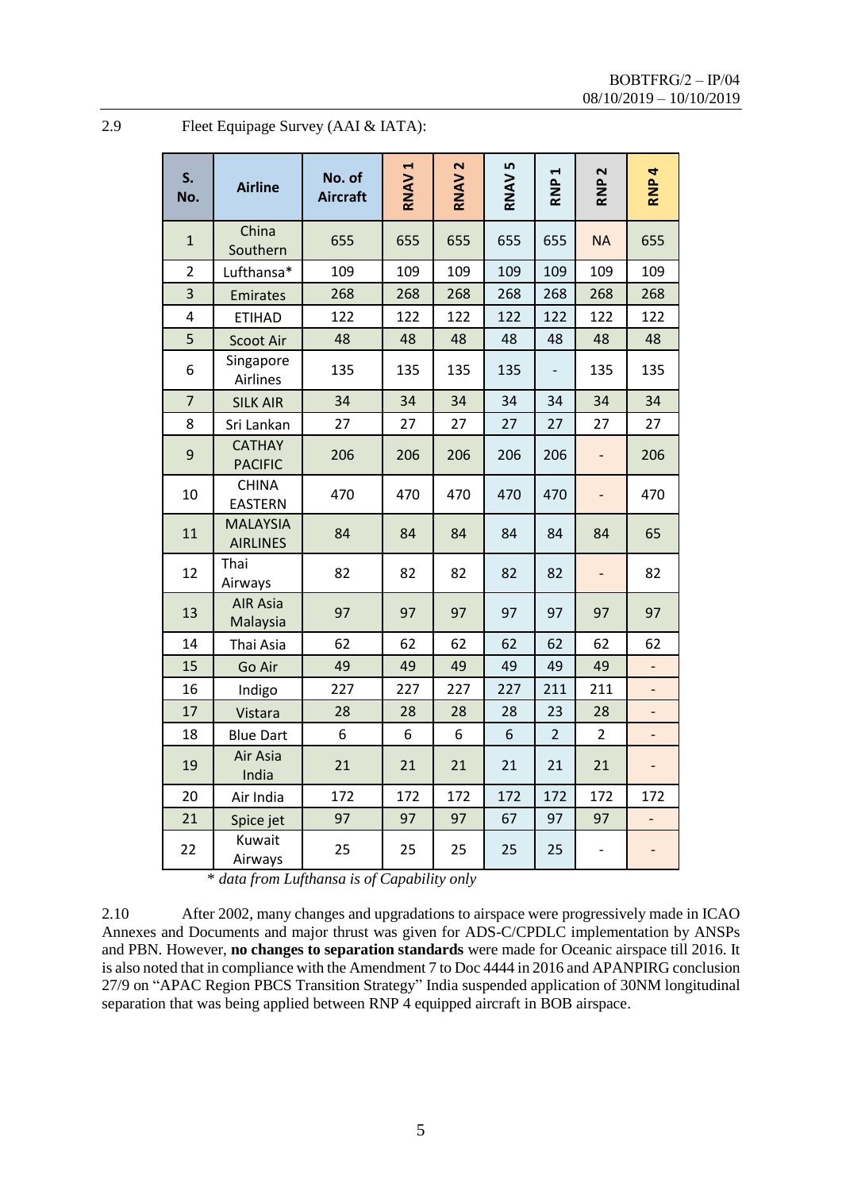2.9 Fleet Equipage Survey (AAI & IATA):

| S. No. | Airline | No. of Aircraft | RNAV 1 | RNAV 2 | RNAV 5 | RNP 1 | RNP 2 | RNP 4 |
|---|---|---|---|---|---|---|---|---|
| 1 | China Southern | 655 | 655 | 655 | 655 | 655 | NA | 655 |
| 2 | Lufthansa* | 109 | 109 | 109 | 109 | 109 | 109 | 109 |
| 3 | Emirates | 268 | 268 | 268 | 268 | 268 | 268 | 268 |
| 4 | ETIHAD | 122 | 122 | 122 | 122 | 122 | 122 | 122 |
| 5 | Scoot Air | 48 | 48 | 48 | 48 | 48 | 48 | 48 |
| 6 | Singapore Airlines | 135 | 135 | 135 | 135 | - | 135 | 135 |
| 7 | SILK AIR | 34 | 34 | 34 | 34 | 34 | 34 | 34 |
| 8 | Sri Lankan | 27 | 27 | 27 | 27 | 27 | 27 | 27 |
| 9 | CATHAY PACIFIC | 206 | 206 | 206 | 206 | 206 | - | 206 |
| 10 | CHINA EASTERN | 470 | 470 | 470 | 470 | 470 | - | 470 |
| 11 | MALAYSIA AIRLINES | 84 | 84 | 84 | 84 | 84 | 84 | 65 |
| 12 | Thai Airways | 82 | 82 | 82 | 82 | 82 | - | 82 |
| 13 | AIR Asia Malaysia | 97 | 97 | 97 | 97 | 97 | 97 | 97 |
| 14 | Thai Asia | 62 | 62 | 62 | 62 | 62 | 62 | 62 |
| 15 | Go Air | 49 | 49 | 49 | 49 | 49 | 49 | - |
| 16 | Indigo | 227 | 227 | 227 | 227 | 211 | 211 | - |
| 17 | Vistara | 28 | 28 | 28 | 28 | 23 | 28 | - |
| 18 | Blue Dart | 6 | 6 | 6 | 6 | 2 | 2 | - |
| 19 | Air Asia India | 21 | 21 | 21 | 21 | 21 | 21 | - |
| 20 | Air India | 172 | 172 | 172 | 172 | 172 | 172 | 172 |
| 21 | Spice jet | 97 | 97 | 97 | 67 | 97 | 97 | - |
| 22 | Kuwait Airways | 25 | 25 | 25 | 25 | 25 | - | - |

*\* data from Lufthansa is of Capability only*

2.10 After 2002, many changes and upgradations to airspace were progressively made in ICAO Annexes and Documents and major thrust was given for ADS-C/CPDLC implementation by ANSPs and PBN. However, **no changes to separation standards** were made for Oceanic airspace till 2016. It is also noted that in compliance with the Amendment 7 to Doc 4444 in 2016 and APANPIRG conclusion 27/9 on "APAC Region PBCS Transition Strategy" India suspended application of 30NM longitudinal separation that was being applied between RNP 4 equipped aircraft in BOB airspace.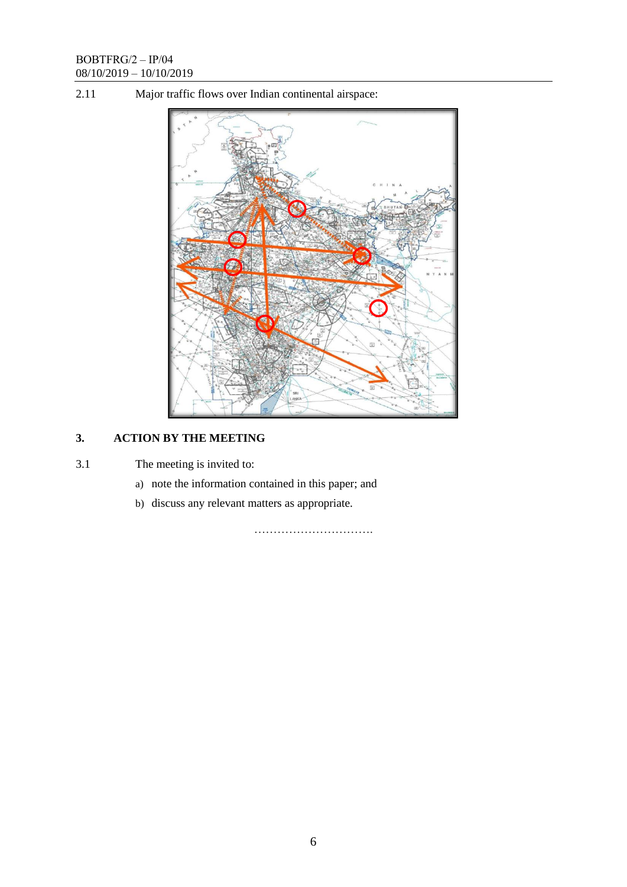2.11 Major traffic flows over Indian continental airspace:

## 3. ACTION BY THE MEETING

3.1 The meeting is invited to:

a) note the information contained in this paper; and

b) discuss any relevant matters as appropriate.

…………………………